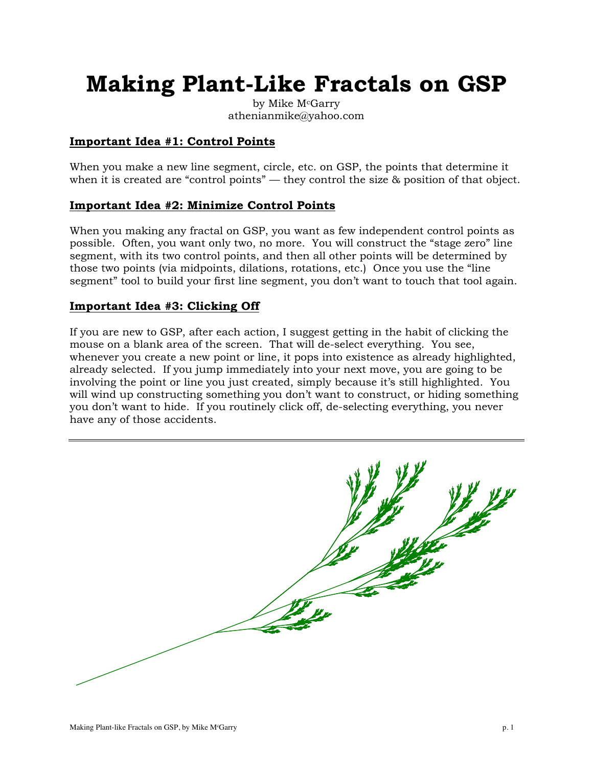# Making Plant-Like Fractals on GSP

by Mike McGarry
athenianmike@yahoo.com

## Important Idea #1: Control Points

When you make a new line segment, circle, etc. on GSP, the points that determine it when it is created are "control points" — they control the size & position of that object.

## Important Idea #2: Minimize Control Points

When you making any fractal on GSP, you want as few independent control points as possible. Often, you want only two, no more. You will construct the "stage zero" line segment, with its two control points, and then all other points will be determined by those two points (via midpoints, dilations, rotations, etc.) Once you use the "line segment" tool to build your first line segment, you don't want to touch that tool again.

## Important Idea #3: Clicking Off

If you are new to GSP, after each action, I suggest getting in the habit of clicking the mouse on a blank area of the screen. That will de-select everything. You see, whenever you create a new point or line, it pops into existence as already highlighted, already selected. If you jump immediately into your next move, you are going to be involving the point or line you just created, simply because it's still highlighted. You will wind up constructing something you don't want to construct, or hiding something you don't want to hide. If you routinely click off, de-selecting everything, you never have any of those accidents.

---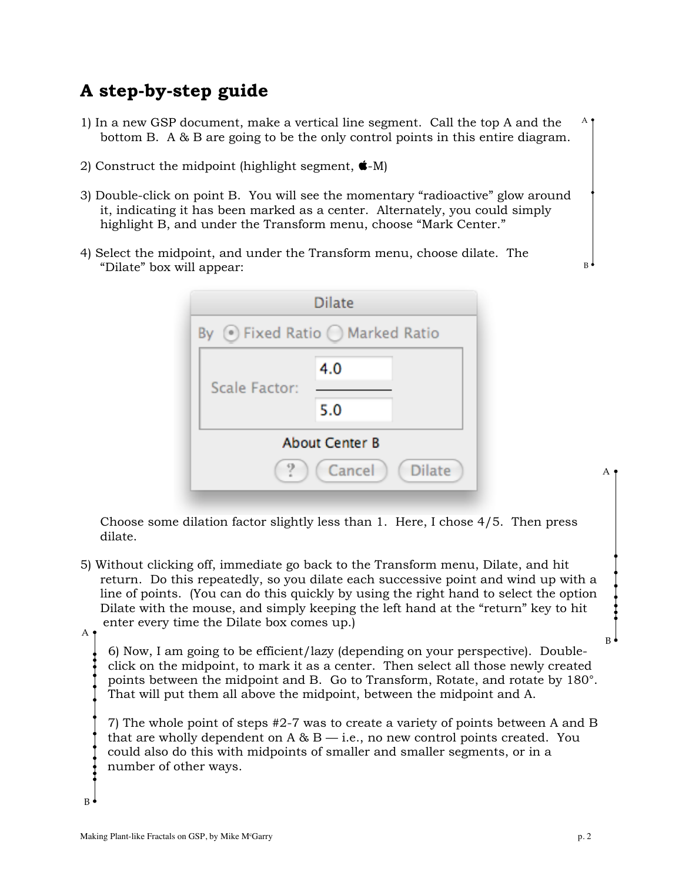## A step-by-step guide

1) In a new GSP document, make a vertical line segment. Call the top A and the bottom B. A & B are going to be the only control points in this entire diagram.

2) Construct the midpoint (highlight segment, -M)

3) Double-click on point B. You will see the momentary "radioactive" glow around it, indicating it has been marked as a center. Alternately, you could simply highlight B, and under the Transform menu, choose "Mark Center."

4) Select the midpoint, and under the Transform menu, choose dilate. The "Dilate" box will appear:

Dilate

By Fixed Ratio Marked Ratio

Scale Factor: 4.0 / 5.0

About Center B

? Cancel Dilate

Choose some dilation factor slightly less than 1. Here, I chose 4/5. Then press dilate.

5) Without clicking off, immediate go back to the Transform menu, Dilate, and hit return. Do this repeatedly, so you dilate each successive point and wind up with a line of points. (You can do this quickly by using the right hand to select the option Dilate with the mouse, and simply keeping the left hand at the "return" key to hit enter every time the Dilate box comes up.)

6) Now, I am going to be efficient/lazy (depending on your perspective). Double-click on the midpoint, to mark it as a center. Then select all those newly created points between the midpoint and B. Go to Transform, Rotate, and rotate by 180°. That will put them all above the midpoint, between the midpoint and A.

7) The whole point of steps #2-7 was to create a variety of points between A and B that are wholly dependent on A & B — i.e., no new control points created. You could also do this with midpoints of smaller and smaller segments, or in a number of other ways.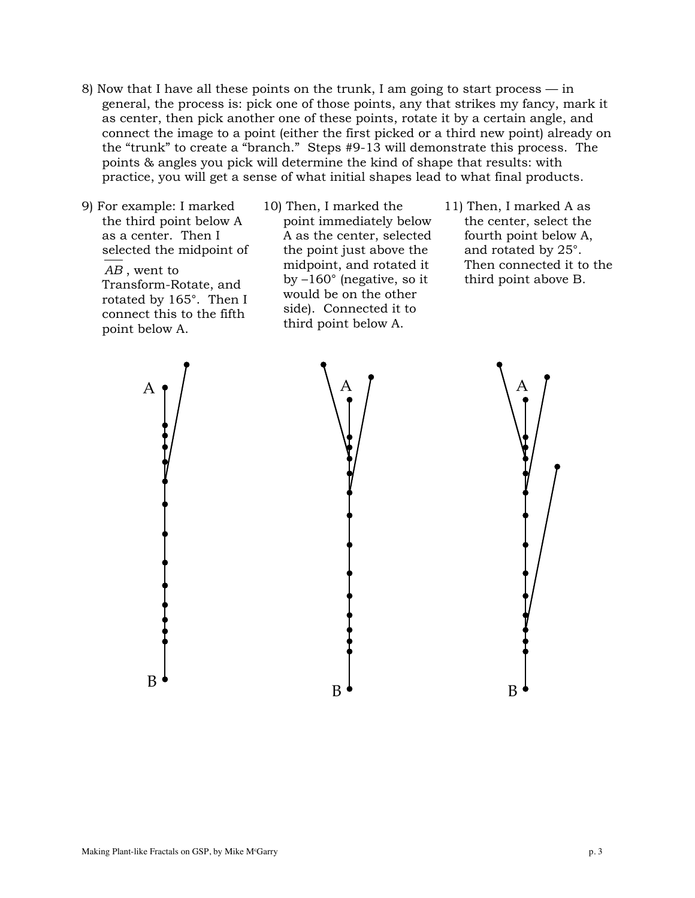8) Now that I have all these points on the trunk, I am going to start process — in general, the process is: pick one of those points, any that strikes my fancy, mark it as center, then pick another one of these points, rotate it by a certain angle, and connect the image to a point (either the first picked or a third new point) already on the "trunk" to create a "branch." Steps #9-13 will demonstrate this process. The points & angles you pick will determine the kind of shape that results: with practice, you will get a sense of what initial shapes lead to what final products.

9) For example: I marked the third point below A as a center. Then I selected the midpoint of $\overline{AB}$, went to Transform-Rotate, and rotated by 165°. Then I connect this to the fifth point below A.

10) Then, I marked the point immediately below A as the center, selected the point just above the midpoint, and rotated it by –160° (negative, so it would be on the other side). Connected it to third point below A.

11) Then, I marked A as the center, select the fourth point below A, and rotated by 25°. Then connected it to the third point above B.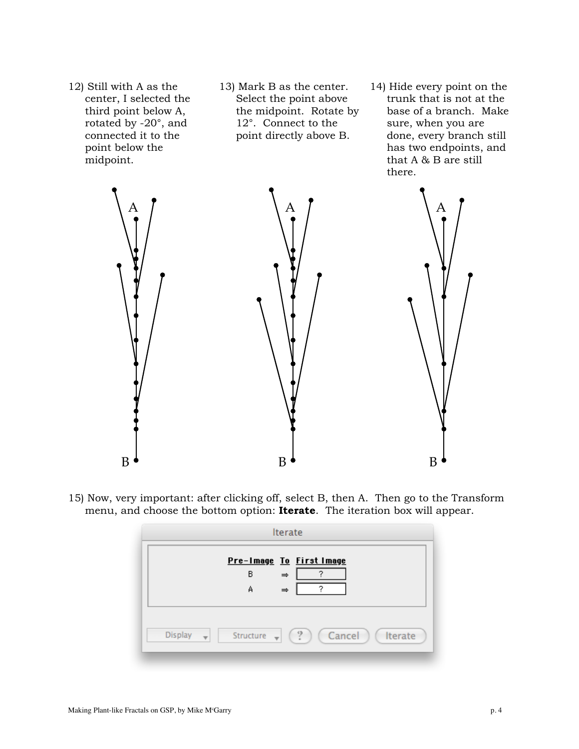12) Still with A as the center, I selected the third point below A, rotated by -20°, and connected it to the point below the midpoint.

13) Mark B as the center. Select the point above the midpoint. Rotate by 12°. Connect to the point directly above B.

14) Hide every point on the trunk that is not at the base of a branch. Make sure, when you are done, every branch still has two endpoints, and that A & B are still there.

15) Now, very important: after clicking off, select B, then A. Then go to the Transform menu, and choose the bottom option: **Iterate**. The iteration box will appear.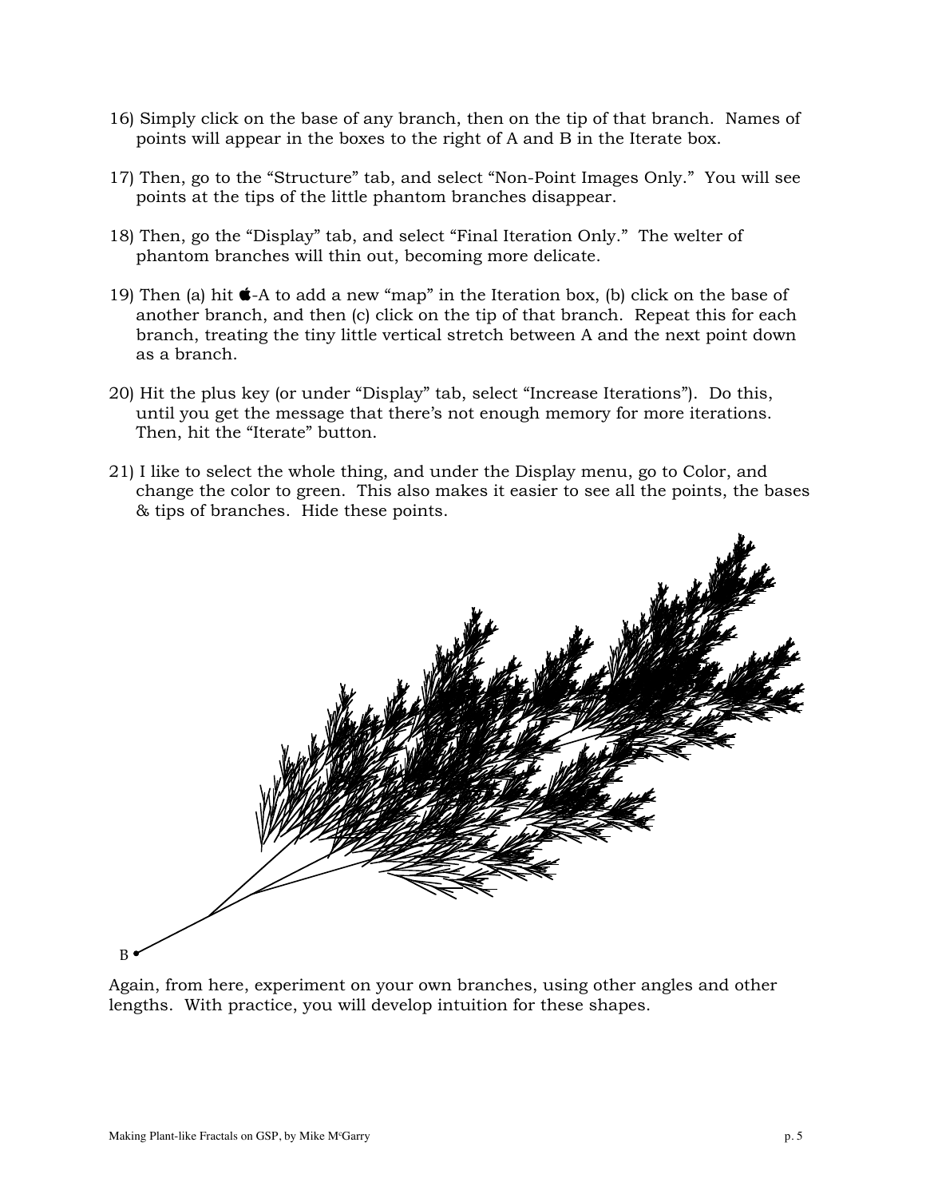16) Simply click on the base of any branch, then on the tip of that branch. Names of points will appear in the boxes to the right of A and B in the Iterate box.

17) Then, go to the “Structure” tab, and select “Non-Point Images Only.” You will see points at the tips of the little phantom branches disappear.

18) Then, go the “Display” tab, and select “Final Iteration Only.” The welter of phantom branches will thin out, becoming more delicate.

19) Then (a) hit ⌘-A to add a new “map” in the Iteration box, (b) click on the base of another branch, and then (c) click on the tip of that branch. Repeat this for each branch, treating the tiny little vertical stretch between A and the next point down as a branch.

20) Hit the plus key (or under “Display” tab, select “Increase Iterations”). Do this, until you get the message that there’s not enough memory for more iterations. Then, hit the “Iterate” button.

21) I like to select the whole thing, and under the Display menu, go to Color, and change the color to green. This also makes it easier to see all the points, the bases & tips of branches. Hide these points.

Again, from here, experiment on your own branches, using other angles and other lengths. With practice, you will develop intuition for these shapes.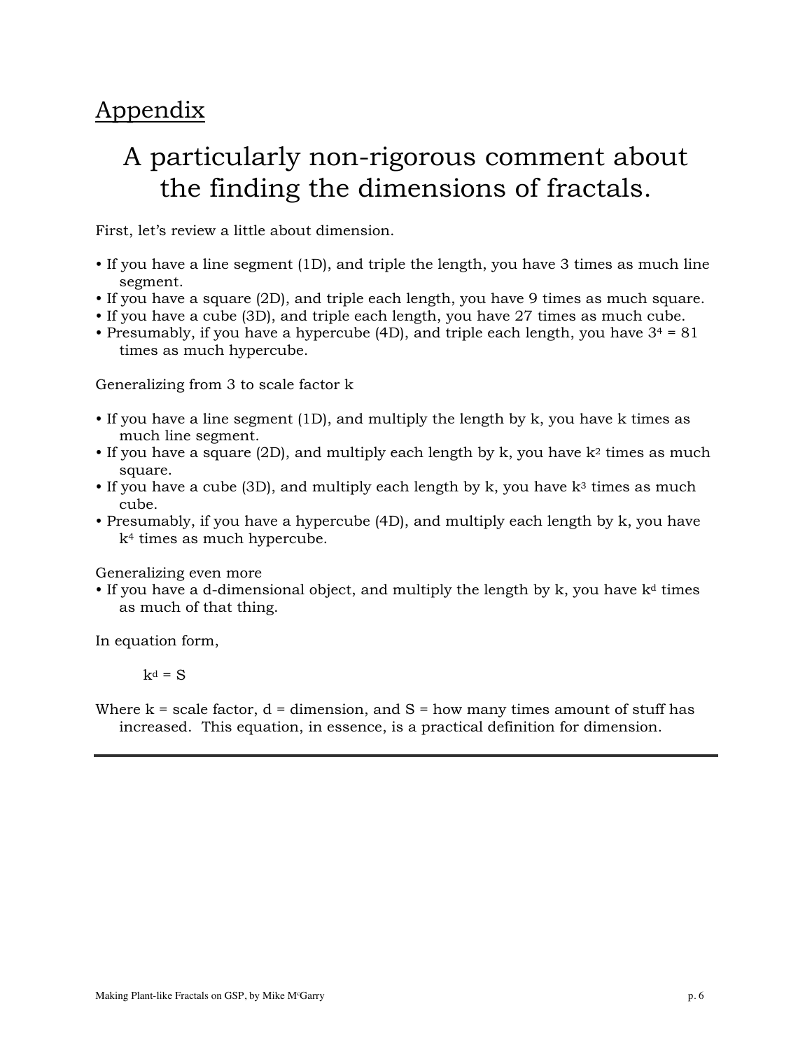## Appendix

# A particularly non-rigorous comment about the finding the dimensions of fractals.

First, let's review a little about dimension.

- If you have a line segment (1D), and triple the length, you have 3 times as much line segment.
- If you have a square (2D), and triple each length, you have 9 times as much square.
- If you have a cube (3D), and triple each length, you have 27 times as much cube.
- Presumably, if you have a hypercube (4D), and triple each length, you have $3^4 = 81$ times as much hypercube.

Generalizing from 3 to scale factor k

- If you have a line segment (1D), and multiply the length by k, you have k times as much line segment.
- If you have a square (2D), and multiply each length by k, you have $k^2$ times as much square.
- If you have a cube (3D), and multiply each length by k, you have $k^3$ times as much cube.
- Presumably, if you have a hypercube (4D), and multiply each length by k, you have $k^4$ times as much hypercube.

Generalizing even more

- If you have a d-dimensional object, and multiply the length by k, you have $k^d$ times as much of that thing.

In equation form,

$$k^d = S$$

Where k = scale factor, d = dimension, and S = how many times amount of stuff has increased. This equation, in essence, is a practical definition for dimension.

---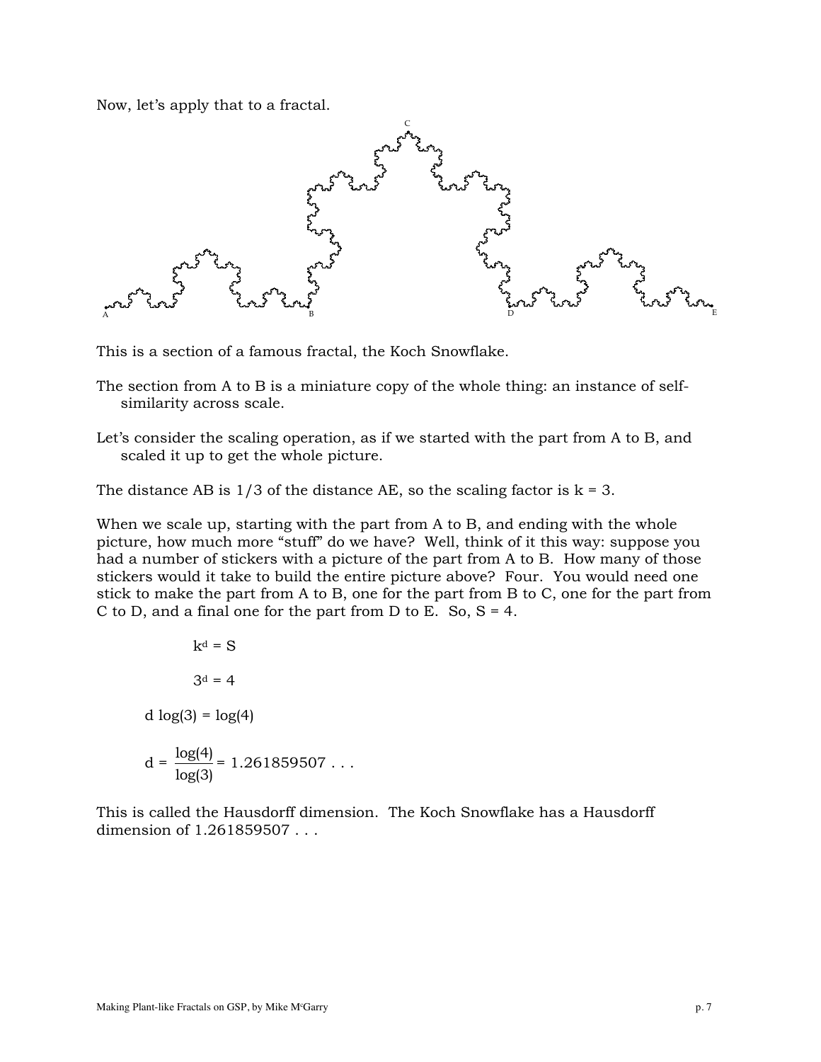Now, let’s apply that to a fractal.

C

A B D E

This is a section of a famous fractal, the Koch Snowflake.

The section from A to B is a miniature copy of the whole thing: an instance of self-similarity across scale.

Let’s consider the scaling operation, as if we started with the part from A to B, and scaled it up to get the whole picture.

The distance AB is 1/3 of the distance AE, so the scaling factor is $k = 3$.

When we scale up, starting with the part from A to B, and ending with the whole picture, how much more “stuff” do we have? Well, think of it this way: suppose you had a number of stickers with a picture of the part from A to B. How many of those stickers would it take to build the entire picture above? Four. You would need one stick to make the part from A to B, one for the part from B to C, one for the part from C to D, and a final one for the part from D to E. So, $S = 4$.

$$k^d = S$$

$$3^d = 4$$

$$d \log(3) = \log(4)$$

$$d = \frac{\log(4)}{\log(3)} = 1.261859507 \ldots$$

This is called the Hausdorff dimension. The Koch Snowflake has a Hausdorff dimension of 1.261859507 . . .